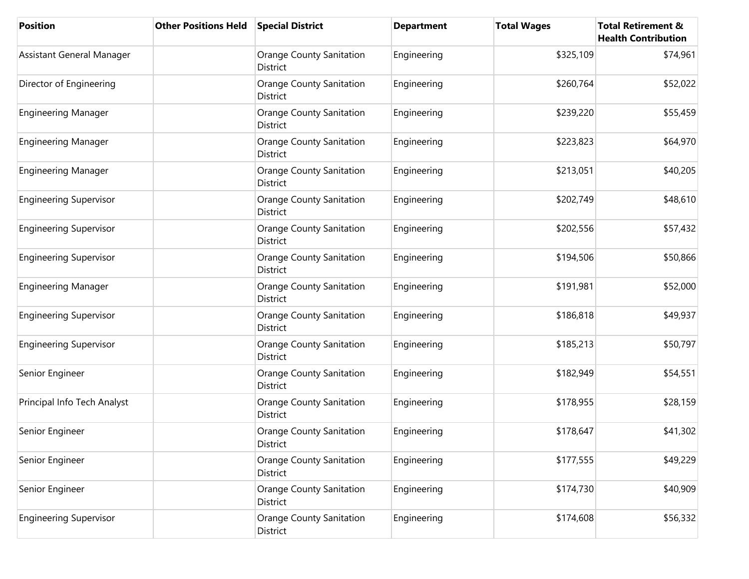| Position | Other Positions Held | Special District | Department | Total Wages | Total Retirement & Health Contribution |
| --- | --- | --- | --- | --- | --- |
| Assistant General Manager | | Orange County Sanitation District | Engineering | $325,109 | $74,961 |
| Director of Engineering | | Orange County Sanitation District | Engineering | $260,764 | $52,022 |
| Engineering Manager | | Orange County Sanitation District | Engineering | $239,220 | $55,459 |
| Engineering Manager | | Orange County Sanitation District | Engineering | $223,823 | $64,970 |
| Engineering Manager | | Orange County Sanitation District | Engineering | $213,051 | $40,205 |
| Engineering Supervisor | | Orange County Sanitation District | Engineering | $202,749 | $48,610 |
| Engineering Supervisor | | Orange County Sanitation District | Engineering | $202,556 | $57,432 |
| Engineering Supervisor | | Orange County Sanitation District | Engineering | $194,506 | $50,866 |
| Engineering Manager | | Orange County Sanitation District | Engineering | $191,981 | $52,000 |
| Engineering Supervisor | | Orange County Sanitation District | Engineering | $186,818 | $49,937 |
| Engineering Supervisor | | Orange County Sanitation District | Engineering | $185,213 | $50,797 |
| Senior Engineer | | Orange County Sanitation District | Engineering | $182,949 | $54,551 |
| Principal Info Tech Analyst | | Orange County Sanitation District | Engineering | $178,955 | $28,159 |
| Senior Engineer | | Orange County Sanitation District | Engineering | $178,647 | $41,302 |
| Senior Engineer | | Orange County Sanitation District | Engineering | $177,555 | $49,229 |
| Senior Engineer | | Orange County Sanitation District | Engineering | $174,730 | $40,909 |
| Engineering Supervisor | | Orange County Sanitation District | Engineering | $174,608 | $56,332 |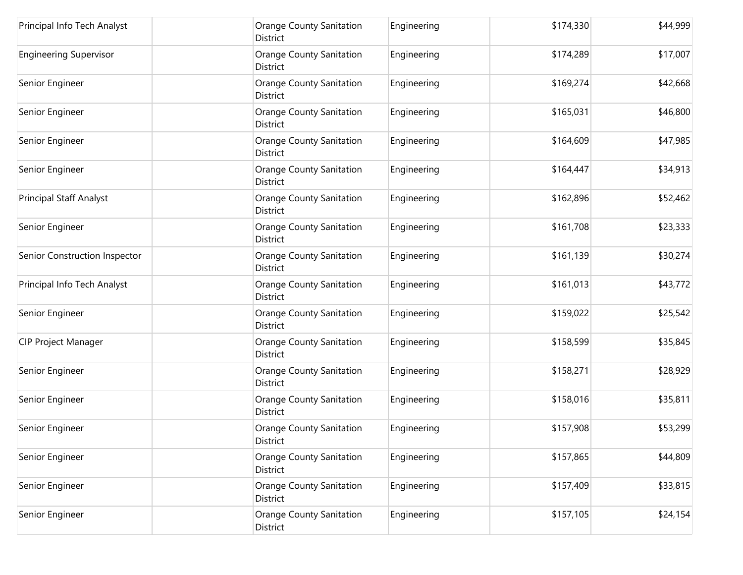| | | | | | |
|---|---|---|---|---|---|
| Principal Info Tech Analyst | | Orange County Sanitation District | Engineering | $174,330 | $44,999 |
| Engineering Supervisor | | Orange County Sanitation District | Engineering | $174,289 | $17,007 |
| Senior Engineer | | Orange County Sanitation District | Engineering | $169,274 | $42,668 |
| Senior Engineer | | Orange County Sanitation District | Engineering | $165,031 | $46,800 |
| Senior Engineer | | Orange County Sanitation District | Engineering | $164,609 | $47,985 |
| Senior Engineer | | Orange County Sanitation District | Engineering | $164,447 | $34,913 |
| Principal Staff Analyst | | Orange County Sanitation District | Engineering | $162,896 | $52,462 |
| Senior Engineer | | Orange County Sanitation District | Engineering | $161,708 | $23,333 |
| Senior Construction Inspector | | Orange County Sanitation District | Engineering | $161,139 | $30,274 |
| Principal Info Tech Analyst | | Orange County Sanitation District | Engineering | $161,013 | $43,772 |
| Senior Engineer | | Orange County Sanitation District | Engineering | $159,022 | $25,542 |
| CIP Project Manager | | Orange County Sanitation District | Engineering | $158,599 | $35,845 |
| Senior Engineer | | Orange County Sanitation District | Engineering | $158,271 | $28,929 |
| Senior Engineer | | Orange County Sanitation District | Engineering | $158,016 | $35,811 |
| Senior Engineer | | Orange County Sanitation District | Engineering | $157,908 | $53,299 |
| Senior Engineer | | Orange County Sanitation District | Engineering | $157,865 | $44,809 |
| Senior Engineer | | Orange County Sanitation District | Engineering | $157,409 | $33,815 |
| Senior Engineer | | Orange County Sanitation District | Engineering | $157,105 | $24,154 |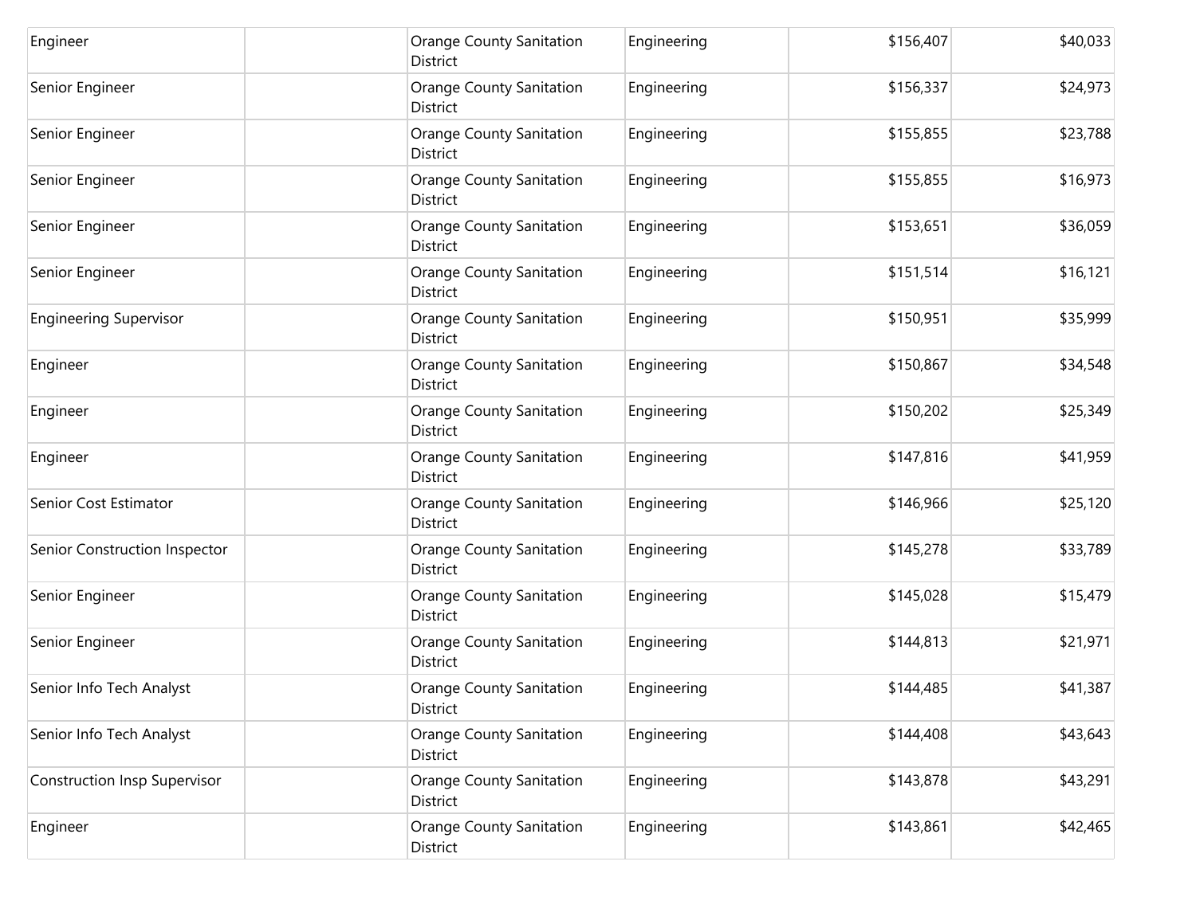|  |  |  |  |  |  |
|---|---|---|---|---|---|
| Engineer |  | Orange County Sanitation District | Engineering | $156,407 | $40,033 |
| Senior Engineer |  | Orange County Sanitation District | Engineering | $156,337 | $24,973 |
| Senior Engineer |  | Orange County Sanitation District | Engineering | $155,855 | $23,788 |
| Senior Engineer |  | Orange County Sanitation District | Engineering | $155,855 | $16,973 |
| Senior Engineer |  | Orange County Sanitation District | Engineering | $153,651 | $36,059 |
| Senior Engineer |  | Orange County Sanitation District | Engineering | $151,514 | $16,121 |
| Engineering Supervisor |  | Orange County Sanitation District | Engineering | $150,951 | $35,999 |
| Engineer |  | Orange County Sanitation District | Engineering | $150,867 | $34,548 |
| Engineer |  | Orange County Sanitation District | Engineering | $150,202 | $25,349 |
| Engineer |  | Orange County Sanitation District | Engineering | $147,816 | $41,959 |
| Senior Cost Estimator |  | Orange County Sanitation District | Engineering | $146,966 | $25,120 |
| Senior Construction Inspector |  | Orange County Sanitation District | Engineering | $145,278 | $33,789 |
| Senior Engineer |  | Orange County Sanitation District | Engineering | $145,028 | $15,479 |
| Senior Engineer |  | Orange County Sanitation District | Engineering | $144,813 | $21,971 |
| Senior Info Tech Analyst |  | Orange County Sanitation District | Engineering | $144,485 | $41,387 |
| Senior Info Tech Analyst |  | Orange County Sanitation District | Engineering | $144,408 | $43,643 |
| Construction Insp Supervisor |  | Orange County Sanitation District | Engineering | $143,878 | $43,291 |
| Engineer |  | Orange County Sanitation District | Engineering | $143,861 | $42,465 |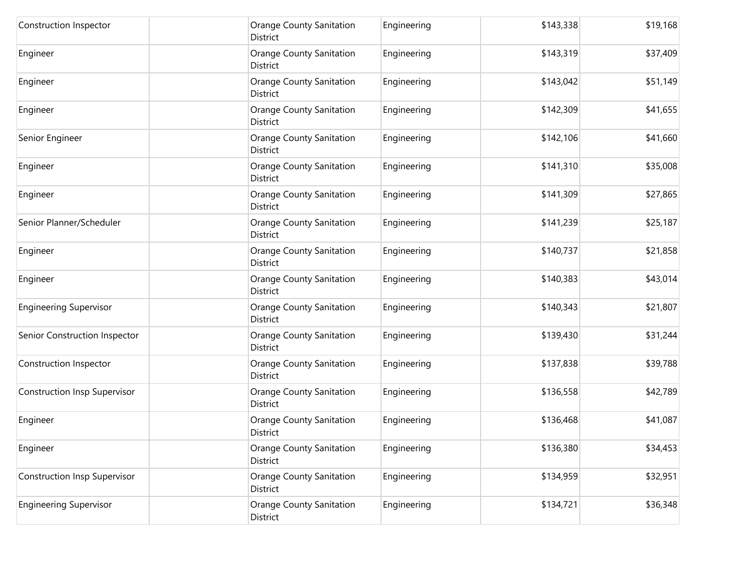| | | | | | |
|---|---|---|---|---|---|
| Construction Inspector | | Orange County Sanitation District | Engineering | $143,338 | $19,168 |
| Engineer | | Orange County Sanitation District | Engineering | $143,319 | $37,409 |
| Engineer | | Orange County Sanitation District | Engineering | $143,042 | $51,149 |
| Engineer | | Orange County Sanitation District | Engineering | $142,309 | $41,655 |
| Senior Engineer | | Orange County Sanitation District | Engineering | $142,106 | $41,660 |
| Engineer | | Orange County Sanitation District | Engineering | $141,310 | $35,008 |
| Engineer | | Orange County Sanitation District | Engineering | $141,309 | $27,865 |
| Senior Planner/Scheduler | | Orange County Sanitation District | Engineering | $141,239 | $25,187 |
| Engineer | | Orange County Sanitation District | Engineering | $140,737 | $21,858 |
| Engineer | | Orange County Sanitation District | Engineering | $140,383 | $43,014 |
| Engineering Supervisor | | Orange County Sanitation District | Engineering | $140,343 | $21,807 |
| Senior Construction Inspector | | Orange County Sanitation District | Engineering | $139,430 | $31,244 |
| Construction Inspector | | Orange County Sanitation District | Engineering | $137,838 | $39,788 |
| Construction Insp Supervisor | | Orange County Sanitation District | Engineering | $136,558 | $42,789 |
| Engineer | | Orange County Sanitation District | Engineering | $136,468 | $41,087 |
| Engineer | | Orange County Sanitation District | Engineering | $136,380 | $34,453 |
| Construction Insp Supervisor | | Orange County Sanitation District | Engineering | $134,959 | $32,951 |
| Engineering Supervisor | | Orange County Sanitation District | Engineering | $134,721 | $36,348 |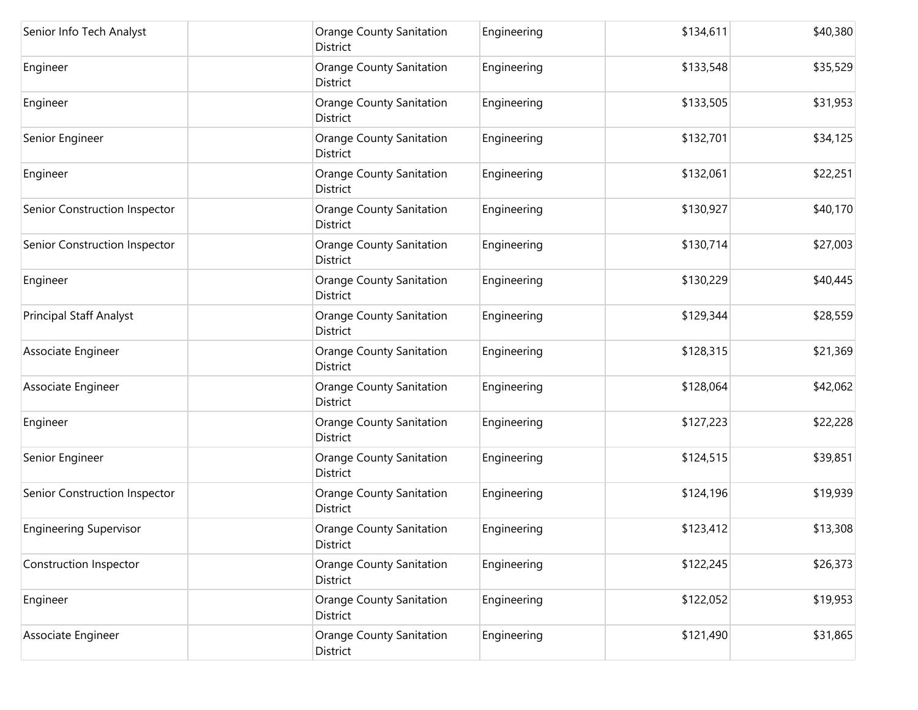| | | | | | |
|---|---|---|---|---|---|
| Senior Info Tech Analyst | | Orange County Sanitation District | Engineering | $134,611 | $40,380 |
| Engineer | | Orange County Sanitation District | Engineering | $133,548 | $35,529 |
| Engineer | | Orange County Sanitation District | Engineering | $133,505 | $31,953 |
| Senior Engineer | | Orange County Sanitation District | Engineering | $132,701 | $34,125 |
| Engineer | | Orange County Sanitation District | Engineering | $132,061 | $22,251 |
| Senior Construction Inspector | | Orange County Sanitation District | Engineering | $130,927 | $40,170 |
| Senior Construction Inspector | | Orange County Sanitation District | Engineering | $130,714 | $27,003 |
| Engineer | | Orange County Sanitation District | Engineering | $130,229 | $40,445 |
| Principal Staff Analyst | | Orange County Sanitation District | Engineering | $129,344 | $28,559 |
| Associate Engineer | | Orange County Sanitation District | Engineering | $128,315 | $21,369 |
| Associate Engineer | | Orange County Sanitation District | Engineering | $128,064 | $42,062 |
| Engineer | | Orange County Sanitation District | Engineering | $127,223 | $22,228 |
| Senior Engineer | | Orange County Sanitation District | Engineering | $124,515 | $39,851 |
| Senior Construction Inspector | | Orange County Sanitation District | Engineering | $124,196 | $19,939 |
| Engineering Supervisor | | Orange County Sanitation District | Engineering | $123,412 | $13,308 |
| Construction Inspector | | Orange County Sanitation District | Engineering | $122,245 | $26,373 |
| Engineer | | Orange County Sanitation District | Engineering | $122,052 | $19,953 |
| Associate Engineer | | Orange County Sanitation District | Engineering | $121,490 | $31,865 |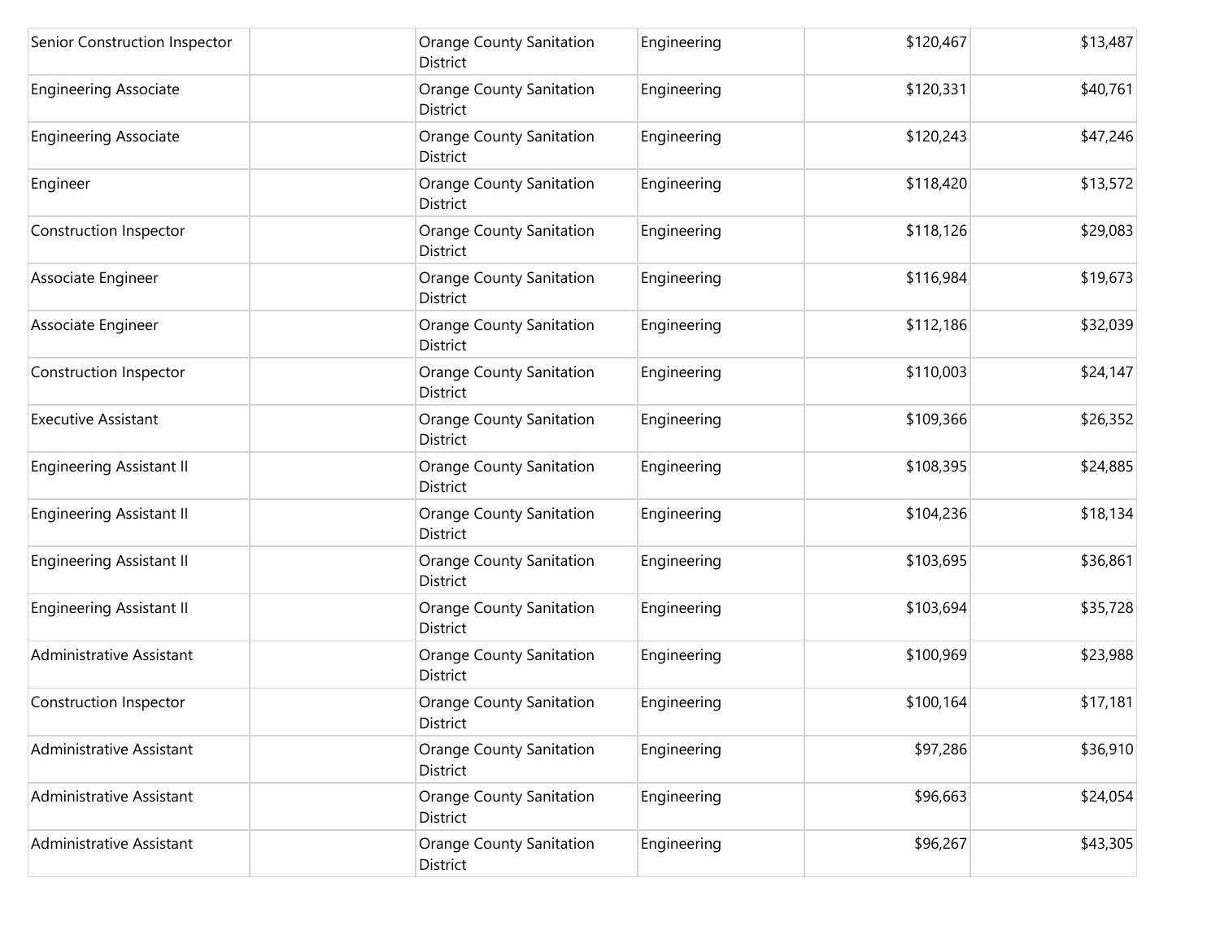| | | | | | |
|---|---|---|---|---|---|
| Senior Construction Inspector | | Orange County Sanitation District | Engineering | $120,467 | $13,487 |
| Engineering Associate | | Orange County Sanitation District | Engineering | $120,331 | $40,761 |
| Engineering Associate | | Orange County Sanitation District | Engineering | $120,243 | $47,246 |
| Engineer | | Orange County Sanitation District | Engineering | $118,420 | $13,572 |
| Construction Inspector | | Orange County Sanitation District | Engineering | $118,126 | $29,083 |
| Associate Engineer | | Orange County Sanitation District | Engineering | $116,984 | $19,673 |
| Associate Engineer | | Orange County Sanitation District | Engineering | $112,186 | $32,039 |
| Construction Inspector | | Orange County Sanitation District | Engineering | $110,003 | $24,147 |
| Executive Assistant | | Orange County Sanitation District | Engineering | $109,366 | $26,352 |
| Engineering Assistant II | | Orange County Sanitation District | Engineering | $108,395 | $24,885 |
| Engineering Assistant II | | Orange County Sanitation District | Engineering | $104,236 | $18,134 |
| Engineering Assistant II | | Orange County Sanitation District | Engineering | $103,695 | $36,861 |
| Engineering Assistant II | | Orange County Sanitation District | Engineering | $103,694 | $35,728 |
| Administrative Assistant | | Orange County Sanitation District | Engineering | $100,969 | $23,988 |
| Construction Inspector | | Orange County Sanitation District | Engineering | $100,164 | $17,181 |
| Administrative Assistant | | Orange County Sanitation District | Engineering | $97,286 | $36,910 |
| Administrative Assistant | | Orange County Sanitation District | Engineering | $96,663 | $24,054 |
| Administrative Assistant | | Orange County Sanitation District | Engineering | $96,267 | $43,305 |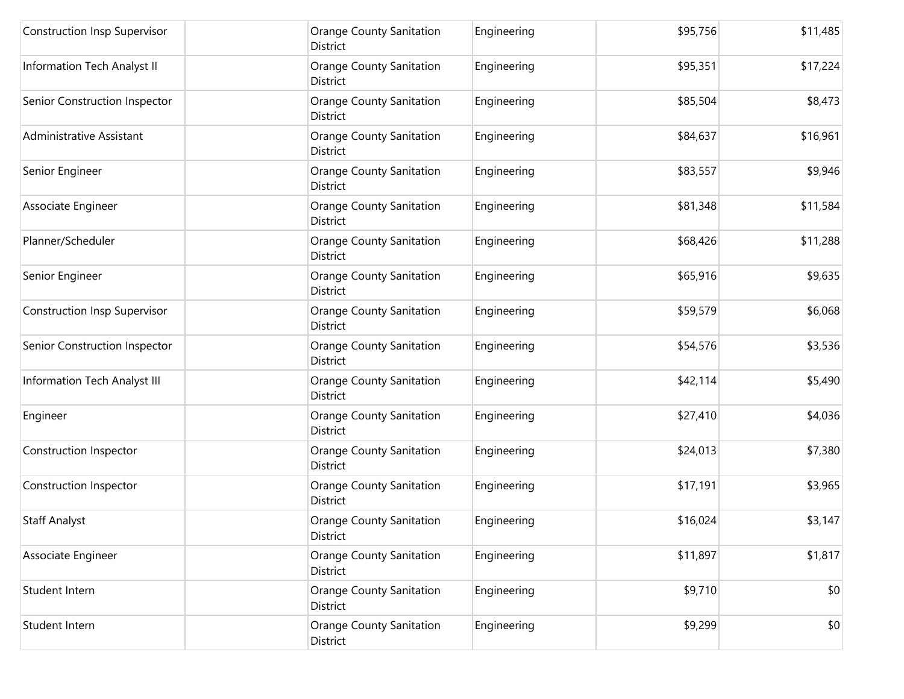| | | | | | |
|---|---|---|---|---|---|
| Construction Insp Supervisor | | Orange County Sanitation District | Engineering | $95,756 | $11,485 |
| Information Tech Analyst II | | Orange County Sanitation District | Engineering | $95,351 | $17,224 |
| Senior Construction Inspector | | Orange County Sanitation District | Engineering | $85,504 | $8,473 |
| Administrative Assistant | | Orange County Sanitation District | Engineering | $84,637 | $16,961 |
| Senior Engineer | | Orange County Sanitation District | Engineering | $83,557 | $9,946 |
| Associate Engineer | | Orange County Sanitation District | Engineering | $81,348 | $11,584 |
| Planner/Scheduler | | Orange County Sanitation District | Engineering | $68,426 | $11,288 |
| Senior Engineer | | Orange County Sanitation District | Engineering | $65,916 | $9,635 |
| Construction Insp Supervisor | | Orange County Sanitation District | Engineering | $59,579 | $6,068 |
| Senior Construction Inspector | | Orange County Sanitation District | Engineering | $54,576 | $3,536 |
| Information Tech Analyst III | | Orange County Sanitation District | Engineering | $42,114 | $5,490 |
| Engineer | | Orange County Sanitation District | Engineering | $27,410 | $4,036 |
| Construction Inspector | | Orange County Sanitation District | Engineering | $24,013 | $7,380 |
| Construction Inspector | | Orange County Sanitation District | Engineering | $17,191 | $3,965 |
| Staff Analyst | | Orange County Sanitation District | Engineering | $16,024 | $3,147 |
| Associate Engineer | | Orange County Sanitation District | Engineering | $11,897 | $1,817 |
| Student Intern | | Orange County Sanitation District | Engineering | $9,710 | $0 |
| Student Intern | | Orange County Sanitation District | Engineering | $9,299 | $0 |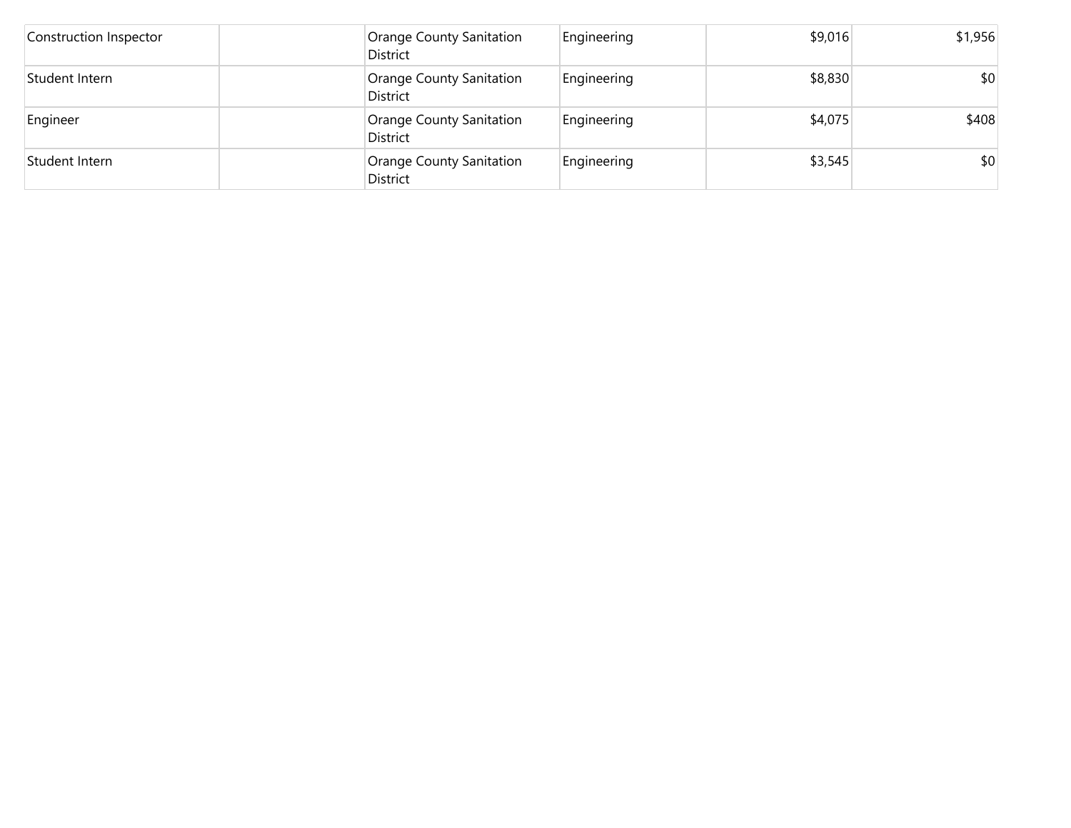| | | | | | |
|---|---|---|---|---|---|
| Construction Inspector | | Orange County Sanitation District | Engineering | $9,016 | $1,956 |
| Student Intern | | Orange County Sanitation District | Engineering | $8,830 | $0 |
| Engineer | | Orange County Sanitation District | Engineering | $4,075 | $408 |
| Student Intern | | Orange County Sanitation District | Engineering | $3,545 | $0 |